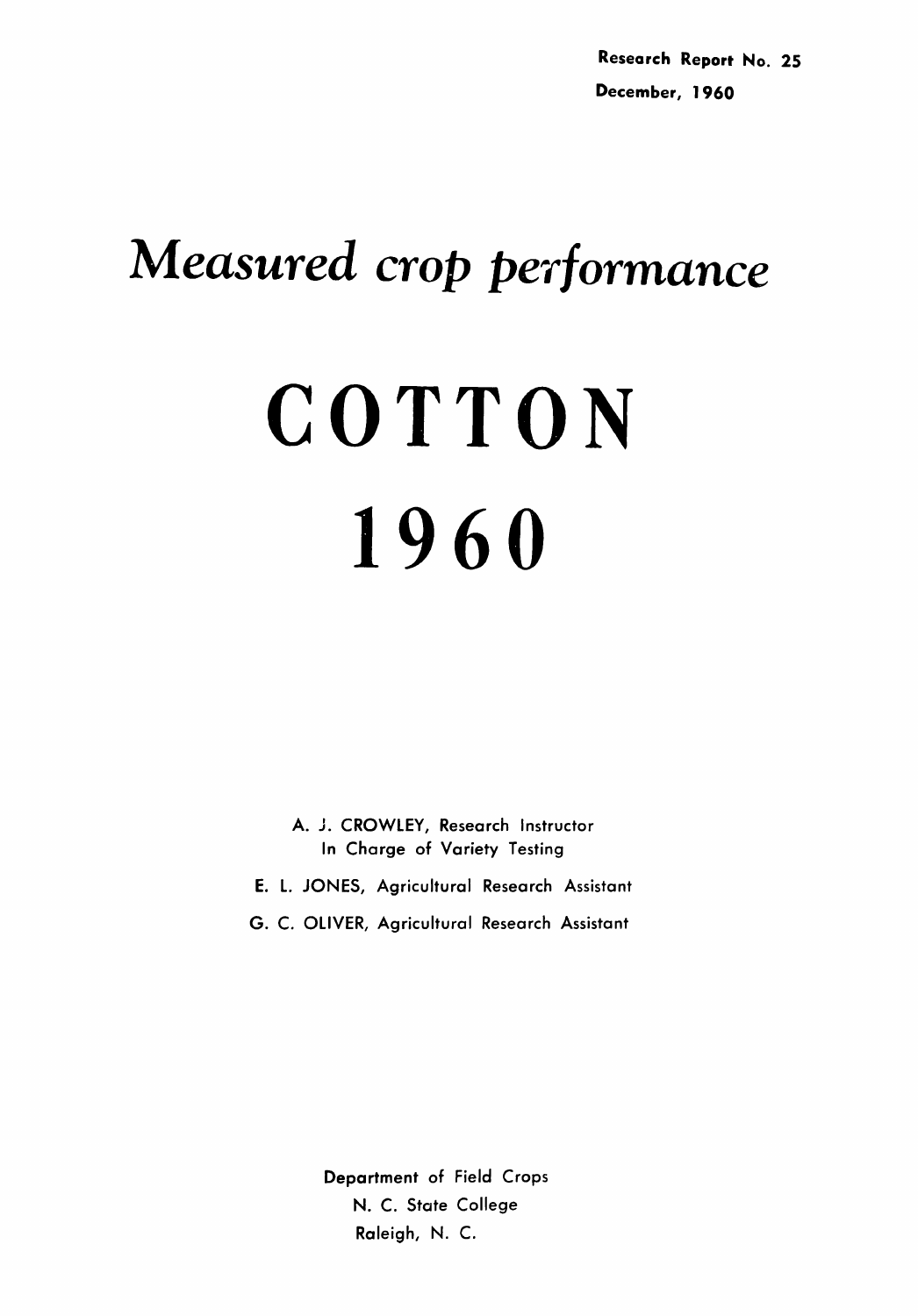**Research Report No. 25**

**December, 1960**

# *Measured crop performance*

# COTTON

# 1960

A. J. CROWLEY, Research Instructor
In Charge of Variety Testing

E. L. JONES, Agricultural Research Assistant

G. C. OLIVER, Agricultural Research Assistant

Department of Field Crops
N. C. State College
Raleigh, N. C.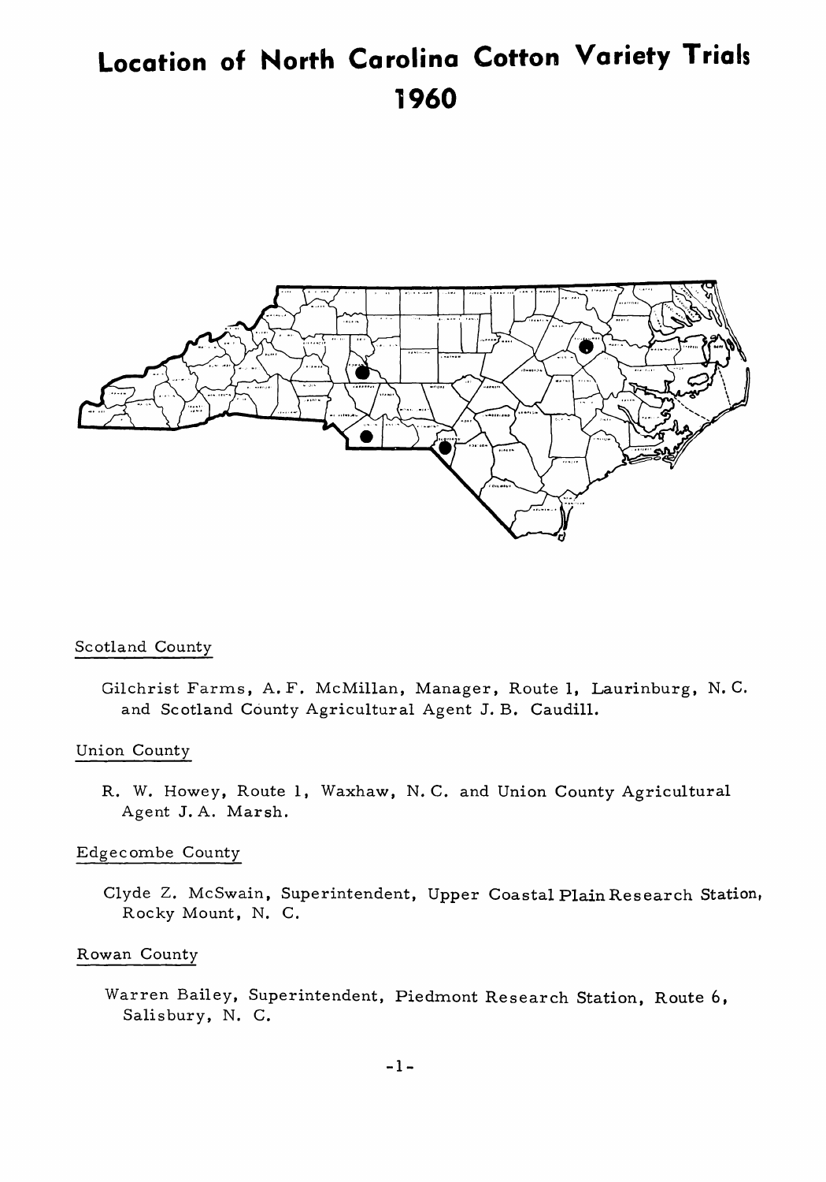# Location of North Carolina Cotton Variety Trials 1960

Scotland County

Gilchrist Farms, A. F. McMillan, Manager, Route 1, Laurinburg, N. C. and Scotland County Agricultural Agent J. B. Caudill.

Union County

R. W. Howey, Route 1, Waxhaw, N. C. and Union County Agricultural Agent J. A. Marsh.

Edgecombe County

Clyde Z. McSwain, Superintendent, Upper Coastal Plain Research Station, Rocky Mount, N. C.

Rowan County

Warren Bailey, Superintendent, Piedmont Research Station, Route 6, Salisbury, N. C.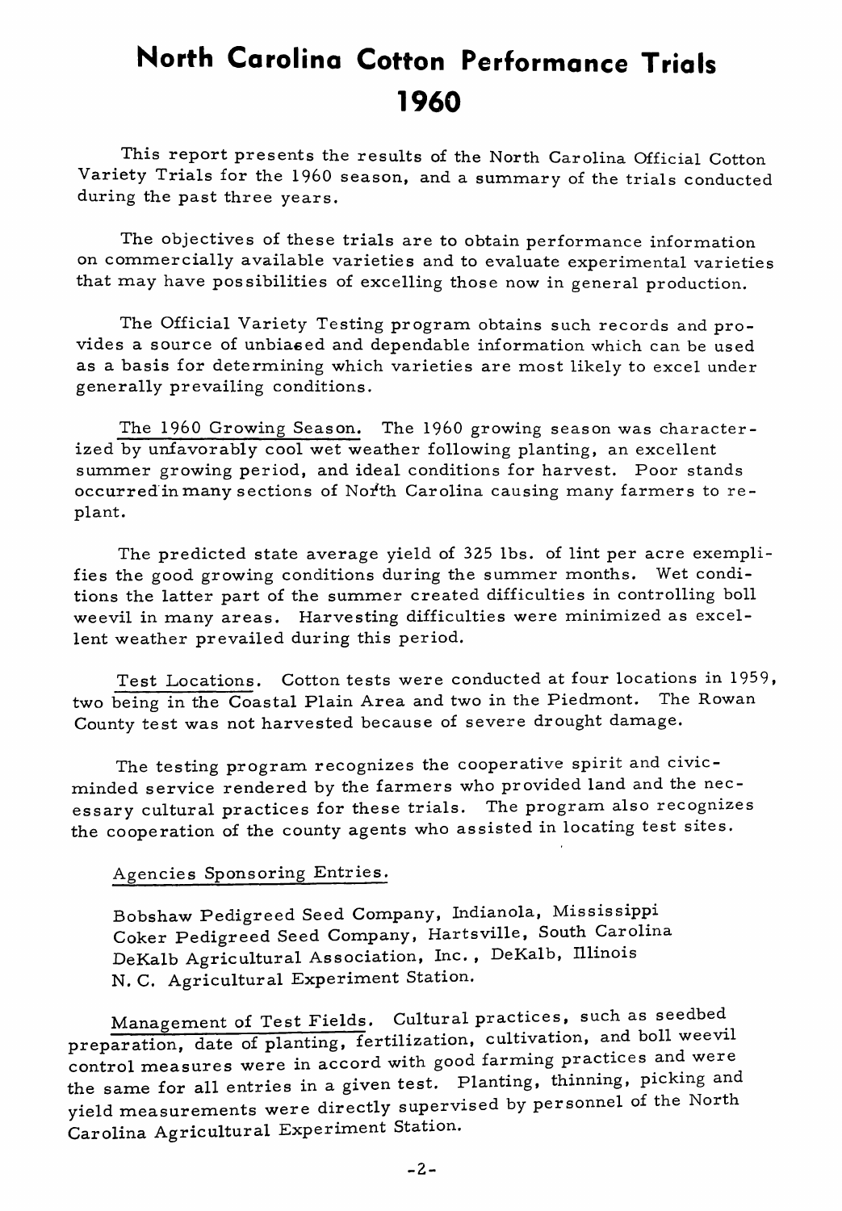# North Carolina Cotton Performance Trials 1960

This report presents the results of the North Carolina Official Cotton Variety Trials for the 1960 season, and a summary of the trials conducted during the past three years.

The objectives of these trials are to obtain performance information on commercially available varieties and to evaluate experimental varieties that may have possibilities of excelling those now in general production.

The Official Variety Testing program obtains such records and provides a source of unbiased and dependable information which can be used as a basis for determining which varieties are most likely to excel under generally prevailing conditions.

The 1960 Growing Season. The 1960 growing season was characterized by unfavorably cool wet weather following planting, an excellent summer growing period, and ideal conditions for harvest. Poor stands occurred in many sections of North Carolina causing many farmers to replant.

The predicted state average yield of 325 lbs. of lint per acre exemplifies the good growing conditions during the summer months. Wet conditions the latter part of the summer created difficulties in controlling boll weevil in many areas. Harvesting difficulties were minimized as excellent weather prevailed during this period.

Test Locations. Cotton tests were conducted at four locations in 1959, two being in the Coastal Plain Area and two in the Piedmont. The Rowan County test was not harvested because of severe drought damage.

The testing program recognizes the cooperative spirit and civic-minded service rendered by the farmers who provided land and the necessary cultural practices for these trials. The program also recognizes the cooperation of the county agents who assisted in locating test sites.

Agencies Sponsoring Entries.

Bobshaw Pedigreed Seed Company, Indianola, Mississippi
Coker Pedigreed Seed Company, Hartsville, South Carolina
DeKalb Agricultural Association, Inc., DeKalb, Illinois
N. C. Agricultural Experiment Station.

Management of Test Fields. Cultural practices, such as seedbed preparation, date of planting, fertilization, cultivation, and boll weevil control measures were in accord with good farming practices and were the same for all entries in a given test. Planting, thinning, picking and yield measurements were directly supervised by personnel of the North Carolina Agricultural Experiment Station.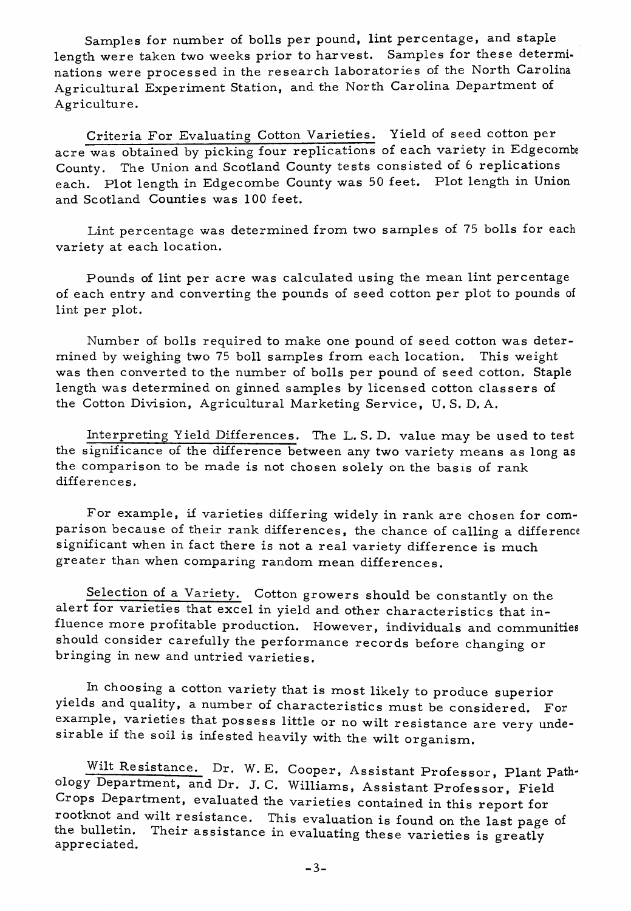Samples for number of bolls per pound, lint percentage, and staple length were taken two weeks prior to harvest. Samples for these determinations were processed in the research laboratories of the North Carolina Agricultural Experiment Station, and the North Carolina Department of Agriculture.

Criteria For Evaluating Cotton Varieties. Yield of seed cotton per acre was obtained by picking four replications of each variety in Edgecombe County. The Union and Scotland County tests consisted of 6 replications each. Plot length in Edgecombe County was 50 feet. Plot length in Union and Scotland Counties was 100 feet.

Lint percentage was determined from two samples of 75 bolls for each variety at each location.

Pounds of lint per acre was calculated using the mean lint percentage of each entry and converting the pounds of seed cotton per plot to pounds of lint per plot.

Number of bolls required to make one pound of seed cotton was determined by weighing two 75 boll samples from each location. This weight was then converted to the number of bolls per pound of seed cotton. Staple length was determined on ginned samples by licensed cotton classers of the Cotton Division, Agricultural Marketing Service, U. S. D. A.

Interpreting Yield Differences. The L. S. D. value may be used to test the significance of the difference between any two variety means as long as the comparison to be made is not chosen solely on the basis of rank differences.

For example, if varieties differing widely in rank are chosen for comparison because of their rank differences, the chance of calling a difference significant when in fact there is not a real variety difference is much greater than when comparing random mean differences.

Selection of a Variety. Cotton growers should be constantly on the alert for varieties that excel in yield and other characteristics that influence more profitable production. However, individuals and communities should consider carefully the performance records before changing or bringing in new and untried varieties.

In choosing a cotton variety that is most likely to produce superior yields and quality, a number of characteristics must be considered. For example, varieties that possess little or no wilt resistance are very undesirable if the soil is infested heavily with the wilt organism.

Wilt Resistance. Dr. W. E. Cooper, Assistant Professor, Plant Pathology Department, and Dr. J. C. Williams, Assistant Professor, Field Crops Department, evaluated the varieties contained in this report for rootknot and wilt resistance. This evaluation is found on the last page of the bulletin. Their assistance in evaluating these varieties is greatly appreciated.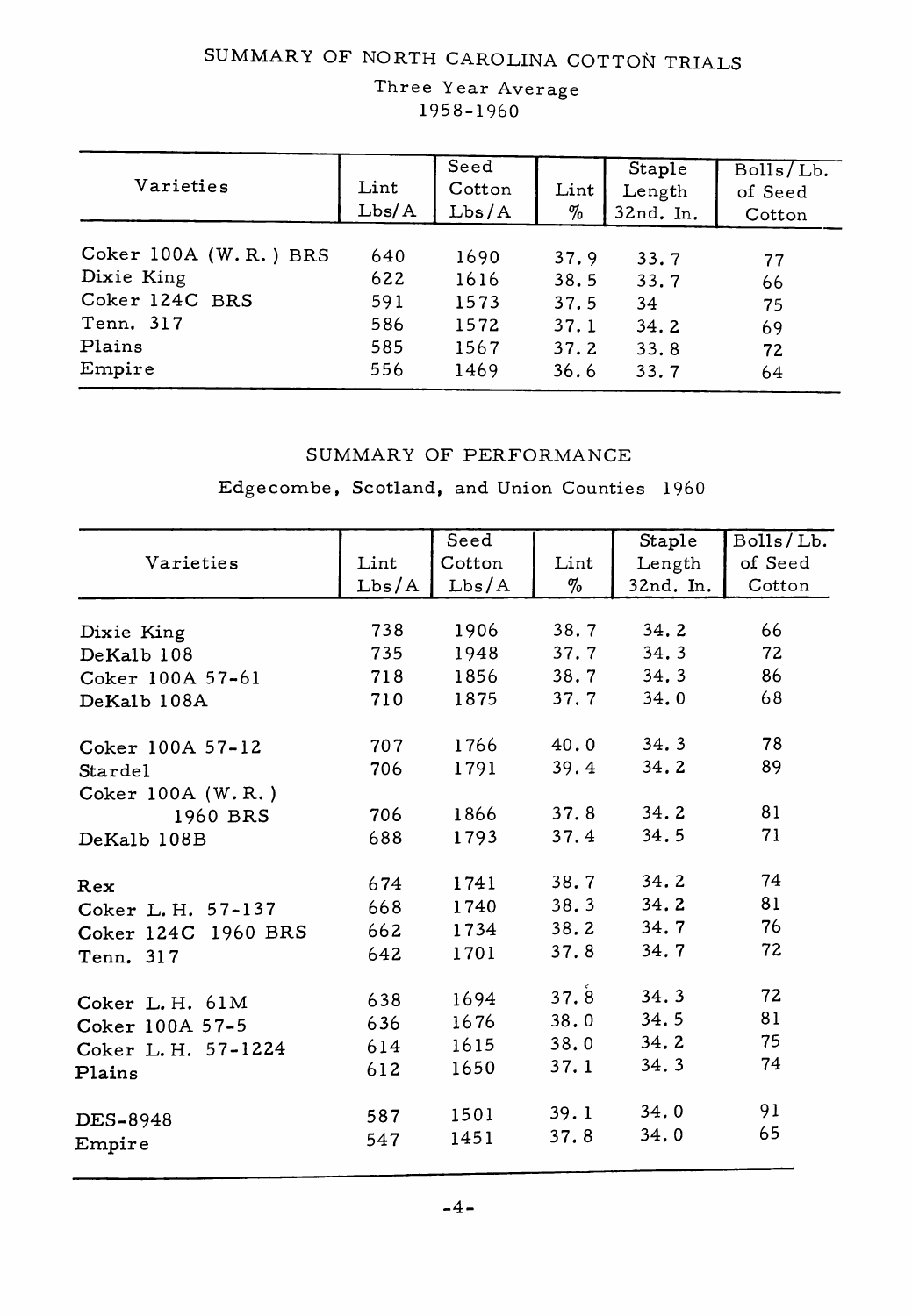## SUMMARY OF NORTH CAROLINA COTTON TRIALS

Three Year Average
1958-1960

| Varieties | Lint Lbs/A | Seed Cotton Lbs/A | Lint % | Staple Length 32nd. In. | Bolls/Lb. of Seed Cotton |
|---|---|---|---|---|---|
| Coker 100A (W.R.) BRS | 640 | 1690 | 37.9 | 33.7 | 77 |
| Dixie King | 622 | 1616 | 38.5 | 33.7 | 66 |
| Coker 124C BRS | 591 | 1573 | 37.5 | 34 | 75 |
| Tenn. 317 | 586 | 1572 | 37.1 | 34.2 | 69 |
| Plains | 585 | 1567 | 37.2 | 33.8 | 72 |
| Empire | 556 | 1469 | 36.6 | 33.7 | 64 |

## SUMMARY OF PERFORMANCE

Edgecombe, Scotland, and Union Counties 1960

| Varieties | Lint Lbs/A | Seed Cotton Lbs/A | Lint % | Staple Length 32nd. In. | Bolls/Lb. of Seed Cotton |
|---|---|---|---|---|---|
| Dixie King | 738 | 1906 | 38.7 | 34.2 | 66 |
| DeKalb 108 | 735 | 1948 | 37.7 | 34.3 | 72 |
| Coker 100A 57-61 | 718 | 1856 | 38.7 | 34.3 | 86 |
| DeKalb 108A | 710 | 1875 | 37.7 | 34.0 | 68 |
| Coker 100A 57-12 | 707 | 1766 | 40.0 | 34.3 | 78 |
| Stardel | 706 | 1791 | 39.4 | 34.2 | 89 |
| Coker 100A (W.R.) 1960 BRS | 706 | 1866 | 37.8 | 34.2 | 81 |
| DeKalb 108B | 688 | 1793 | 37.4 | 34.5 | 71 |
| Rex | 674 | 1741 | 38.7 | 34.2 | 74 |
| Coker L.H. 57-137 | 668 | 1740 | 38.3 | 34.2 | 81 |
| Coker 124C 1960 BRS | 662 | 1734 | 38.2 | 34.7 | 76 |
| Tenn. 317 | 642 | 1701 | 37.8 | 34.7 | 72 |
| Coker L.H. 61M | 638 | 1694 | 37.8 | 34.3 | 72 |
| Coker 100A 57-5 | 636 | 1676 | 38.0 | 34.5 | 81 |
| Coker L.H. 57-1224 | 614 | 1615 | 38.0 | 34.2 | 75 |
| Plains | 612 | 1650 | 37.1 | 34.3 | 74 |
| DES-8948 | 587 | 1501 | 39.1 | 34.0 | 91 |
| Empire | 547 | 1451 | 37.8 | 34.0 | 65 |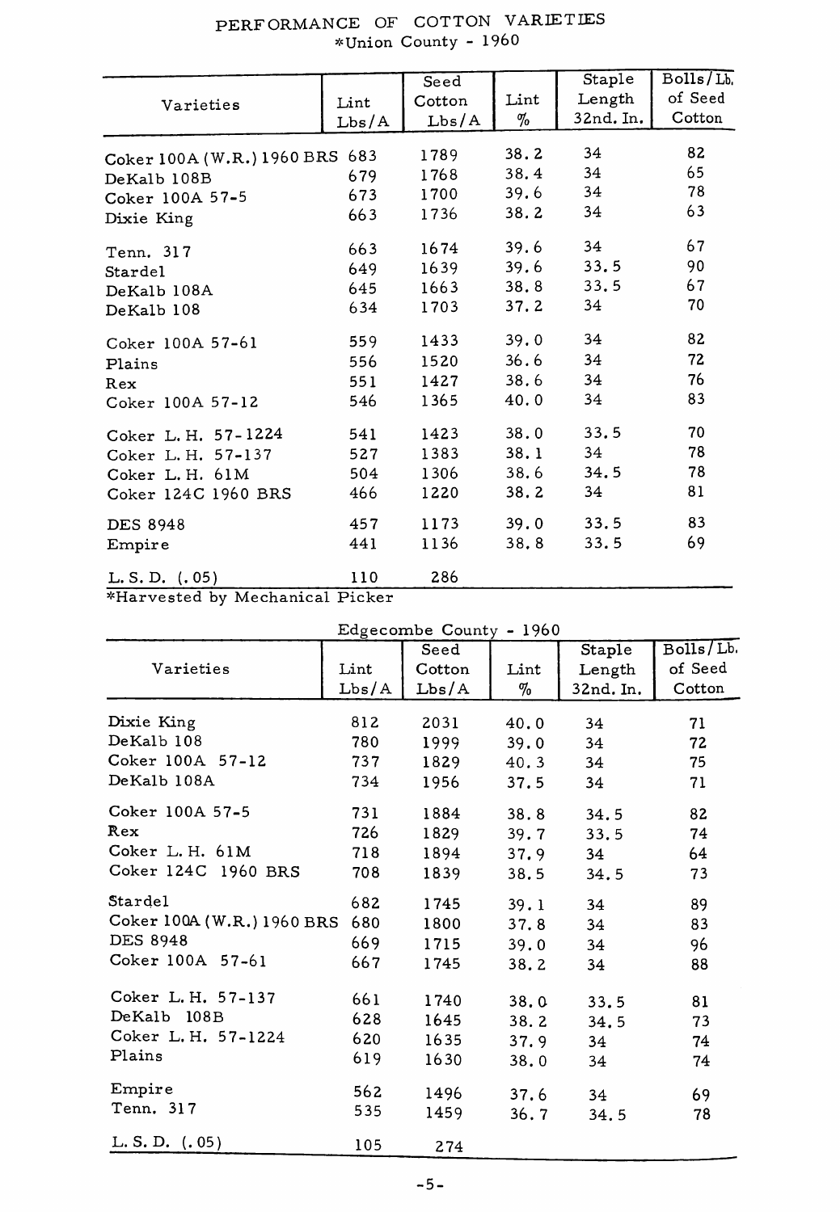## PERFORMANCE OF COTTON VARIETIES
*Union County - 1960

| Varieties | Lint Lbs/A | Seed Cotton Lbs/A | Lint % | Staple Length 32nd. In. | Bolls/Lb. of Seed Cotton |
|---|---|---|---|---|---|
| Coker 100A (W.R.) 1960 BRS | 683 | 1789 | 38.2 | 34 | 82 |
| DeKalb 108B | 679 | 1768 | 38.4 | 34 | 65 |
| Coker 100A 57-5 | 673 | 1700 | 39.6 | 34 | 78 |
| Dixie King | 663 | 1736 | 38.2 | 34 | 63 |
| Tenn. 317 | 663 | 1674 | 39.6 | 34 | 67 |
| Stardel | 649 | 1639 | 39.6 | 33.5 | 90 |
| DeKalb 108A | 645 | 1663 | 38.8 | 33.5 | 67 |
| DeKalb 108 | 634 | 1703 | 37.2 | 34 | 70 |
| Coker 100A 57-61 | 559 | 1433 | 39.0 | 34 | 82 |
| Plains | 556 | 1520 | 36.6 | 34 | 72 |
| Rex | 551 | 1427 | 38.6 | 34 | 76 |
| Coker 100A 57-12 | 546 | 1365 | 40.0 | 34 | 83 |
| Coker L. H. 57-1224 | 541 | 1423 | 38.0 | 33.5 | 70 |
| Coker L. H. 57-137 | 527 | 1383 | 38.1 | 34 | 78 |
| Coker L. H. 61M | 504 | 1306 | 38.6 | 34.5 | 78 |
| Coker 124C 1960 BRS | 466 | 1220 | 38.2 | 34 | 81 |
| DES 8948 | 457 | 1173 | 39.0 | 33.5 | 83 |
| Empire | 441 | 1136 | 38.8 | 33.5 | 69 |
| L. S. D. (.05) | 110 | 286 | | | |

*Harvested by Mechanical Picker

Edgecombe County - 1960

| Varieties | Lint Lbs/A | Seed Cotton Lbs/A | Lint % | Staple Length 32nd. In. | Bolls/Lb. of Seed Cotton |
|---|---|---|---|---|---|
| Dixie King | 812 | 2031 | 40.0 | 34 | 71 |
| DeKalb 108 | 780 | 1999 | 39.0 | 34 | 72 |
| Coker 100A 57-12 | 737 | 1829 | 40.3 | 34 | 75 |
| DeKalb 108A | 734 | 1956 | 37.5 | 34 | 71 |
| Coker 100A 57-5 | 731 | 1884 | 38.8 | 34.5 | 82 |
| Rex | 726 | 1829 | 39.7 | 33.5 | 74 |
| Coker L. H. 61M | 718 | 1894 | 37.9 | 34 | 64 |
| Coker 124C 1960 BRS | 708 | 1839 | 38.5 | 34.5 | 73 |
| Stardel | 682 | 1745 | 39.1 | 34 | 89 |
| Coker 100A (W.R.) 1960 BRS | 680 | 1800 | 37.8 | 34 | 83 |
| DES 8948 | 669 | 1715 | 39.0 | 34 | 96 |
| Coker 100A 57-61 | 667 | 1745 | 38.2 | 34 | 88 |
| Coker L. H. 57-137 | 661 | 1740 | 38.0 | 33.5 | 81 |
| DeKalb 108B | 628 | 1645 | 38.2 | 34.5 | 73 |
| Coker L. H. 57-1224 | 620 | 1635 | 37.9 | 34 | 74 |
| Plains | 619 | 1630 | 38.0 | 34 | 74 |
| Empire | 562 | 1496 | 37.6 | 34 | 69 |
| Tenn. 317 | 535 | 1459 | 36.7 | 34.5 | 78 |
| L. S. D. (.05) | 105 | 274 | | | |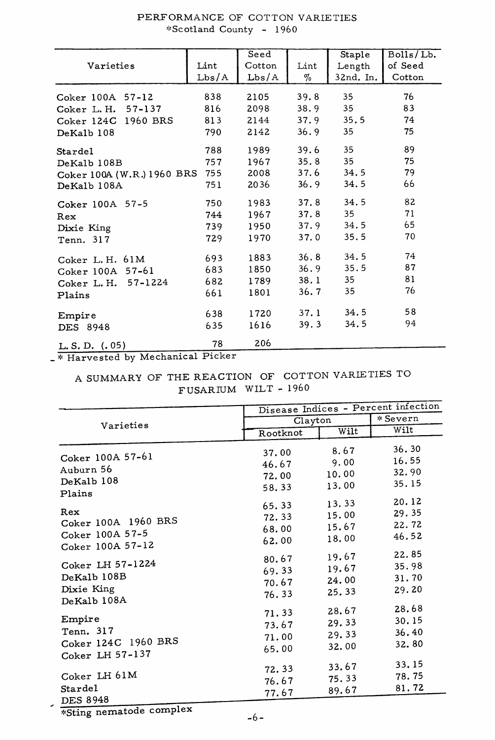PERFORMANCE OF COTTON VARIETIES

*Scotland County - 1960

| Varieties | Lint Lbs/A | Seed Cotton Lbs/A | Lint % | Staple Length 32nd. In. | Bolls/Lb. of Seed Cotton |
|---|---|---|---|---|---|
| Coker 100A 57-12 | 838 | 2105 | 39.8 | 35 | 76 |
| Coker L.H. 57-137 | 816 | 2098 | 38.9 | 35 | 83 |
| Coker 124C 1960 BRS | 813 | 2144 | 37.9 | 35.5 | 74 |
| DeKalb 108 | 790 | 2142 | 36.9 | 35 | 75 |
| Stardel | 788 | 1989 | 39.6 | 35 | 89 |
| DeKalb 108B | 757 | 1967 | 35.8 | 35 | 75 |
| Coker 100A (W.R.) 1960 BRS | 755 | 2008 | 37.6 | 34.5 | 79 |
| DeKalb 108A | 751 | 2036 | 36.9 | 34.5 | 66 |
| Coker 100A 57-5 | 750 | 1983 | 37.8 | 34.5 | 82 |
| Rex | 744 | 1967 | 37.8 | 35 | 71 |
| Dixie King | 739 | 1950 | 37.9 | 34.5 | 65 |
| Tenn. 317 | 729 | 1970 | 37.0 | 35.5 | 70 |
| Coker L.H. 61M | 693 | 1883 | 36.8 | 34.5 | 74 |
| Coker 100A 57-61 | 683 | 1850 | 36.9 | 35.5 | 87 |
| Coker L.H. 57-1224 | 682 | 1789 | 38.1 | 35 | 81 |
| Plains | 661 | 1801 | 36.7 | 35 | 76 |
| Empire | 638 | 1720 | 37.1 | 34.5 | 58 |
| DES 8948 | 635 | 1616 | 39.3 | 34.5 | 94 |
| L.S.D. (.05) | 78 | 206 | | | |

\* Harvested by Mechanical Picker

A SUMMARY OF THE REACTION OF COTTON VARIETIES TO FUSARIUM WILT - 1960

| Varieties | Disease Indices - Percent infection | | |
|---|---|---|---|
| | Clayton | | * Severn |
| | Rootknot | Wilt | Wilt |
| Coker 100A 57-61 | 37.00 | 8.67 | 36.30 |
| Auburn 56 | 46.67 | 9.00 | 16.55 |
| DeKalb 108 | 72.00 | 10.00 | 32.90 |
| Plains | 58.33 | 13.00 | 35.15 |
| Rex | 65.33 | 13.33 | 20.12 |
| Coker 100A 1960 BRS | 72.33 | 15.00 | 29.35 |
| Coker 100A 57-5 | 68.00 | 15.67 | 22.72 |
| Coker 100A 57-12 | 62.00 | 18.00 | 46.52 |
| Coker LH 57-1224 | 80.67 | 19.67 | 22.85 |
| DeKalb 108B | 69.33 | 19.67 | 35.98 |
| Dixie King | 70.67 | 24.00 | 31.70 |
| DeKalb 108A | 76.33 | 25.33 | 29.20 |
| Empire | 71.33 | 28.67 | 28.68 |
| Tenn. 317 | 73.67 | 29.33 | 30.15 |
| Coker 124C 1960 BRS | 71.00 | 29.33 | 36.40 |
| Coker LH 57-137 | 65.00 | 32.00 | 32.80 |
| Coker LH 61M | 72.33 | 33.67 | 33.15 |
| Stardel | 76.67 | 75.33 | 78.75 |
| DES 8948 | 77.67 | 89.67 | 81.72 |

*Sting nematode complex